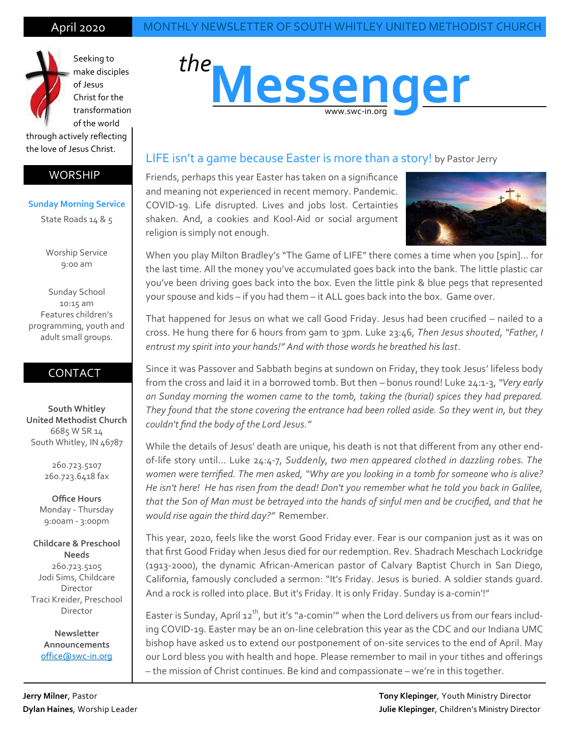April 2020 — MONTHLY NEWSLETTER OF SOUTH WHITLEY UNITED METHODIST CHURCH

# *the* Messenger

www.swc-in.org

Seeking to make disciples of Jesus Christ for the transformation of the world through actively reflecting the love of Jesus Christ.

## WORSHIP

**Sunday Morning Service**

State Roads 14 & 5

Worship Service
9:00 am

Sunday School
10:15 am
Features children's programming, youth and adult small groups.

## CONTACT

**South Whitley United Methodist Church**
6685 W SR 14
South Whitley, IN 46787

260.723.5107
260.723.6418 fax

**Office Hours**
Monday - Thursday
9:00am - 3:00pm

**Childcare & Preschool Needs**
260.723.5105
Jodi Sims, Childcare Director
Traci Kreider, Preschool Director

**Newsletter Announcements**
office@swc-in.org

## LIFE isn't a game because Easter is more than a story! by Pastor Jerry

Friends, perhaps this year Easter has taken on a significance and meaning not experienced in recent memory. Pandemic. COVID-19. Life disrupted. Lives and jobs lost. Certainties shaken. And, a cookies and Kool-Aid or social argument religion is simply not enough.

When you play Milton Bradley's "The Game of LIFE" there comes a time when you [spin]… for the last time. All the money you've accumulated goes back into the bank. The little plastic car you've been driving goes back into the box. Even the little pink & blue pegs that represented your spouse and kids – if you had them – it ALL goes back into the box. Game over.

That happened for Jesus on what we call Good Friday. Jesus had been crucified – nailed to a cross. He hung there for 6 hours from 9am to 3pm. Luke 23:46, *Then Jesus shouted, "Father, I entrust my spirit into your hands!" And with those words he breathed his last*.

Since it was Passover and Sabbath begins at sundown on Friday, they took Jesus' lifeless body from the cross and laid it in a borrowed tomb. But then – bonus round! Luke 24:1-3, *"Very early on Sunday morning the women came to the tomb, taking the (burial) spices they had prepared. They found that the stone covering the entrance had been rolled aside. So they went in, but they couldn't find the body of the Lord Jesus."*

While the details of Jesus' death are unique, his death is not that different from any other end-of-life story until… Luke 24:4-7, *Suddenly, two men appeared clothed in dazzling robes. The women were terrified. The men asked, "Why are you looking in a tomb for someone who is alive? He isn't here! He has risen from the dead! Don't you remember what he told you back in Galilee, that the Son of Man must be betrayed into the hands of sinful men and be crucified, and that he would rise again the third day?"* Remember.

This year, 2020, feels like the worst Good Friday ever. Fear is our companion just as it was on that first Good Friday when Jesus died for our redemption. Rev. Shadrach Meschach Lockridge (1913-2000), the dynamic African-American pastor of Calvary Baptist Church in San Diego, California, famously concluded a sermon: "It's Friday. Jesus is buried. A soldier stands guard. And a rock is rolled into place. But it's Friday. It is only Friday. Sunday is a-comin'!"

Easter is Sunday, April 12th, but it's "a-comin'" when the Lord delivers us from our fears including COVID-19. Easter may be an on-line celebration this year as the CDC and our Indiana UMC bishop have asked us to extend our postponement of on-site services to the end of April. May our Lord bless you with health and hope. Please remember to mail in your tithes and offerings – the mission of Christ continues. Be kind and compassionate – we're in this together.

**Jerry Milner**, Pastor
**Dylan Haines**, Worship Leader
**Tony Klepinger**, Youth Ministry Director
**Julie Klepinger**, Children's Ministry Director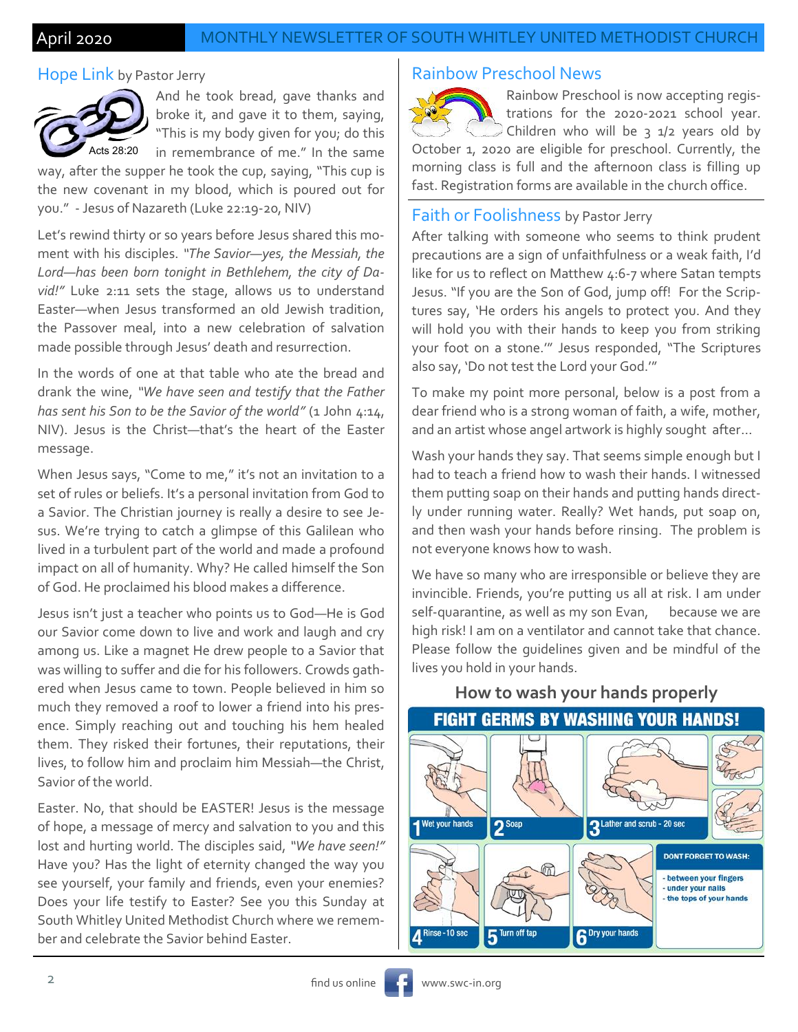## Hope Link by Pastor Jerry

Acts 28:20

And he took bread, gave thanks and broke it, and gave it to them, saying, "This is my body given for you; do this in remembrance of me." In the same way, after the supper he took the cup, saying, "This cup is the new covenant in my blood, which is poured out for you." - Jesus of Nazareth (Luke 22:19-20, NIV)

Let's rewind thirty or so years before Jesus shared this moment with his disciples. *"The Savior—yes, the Messiah, the Lord—has been born tonight in Bethlehem, the city of David!"* Luke 2:11 sets the stage, allows us to understand Easter—when Jesus transformed an old Jewish tradition, the Passover meal, into a new celebration of salvation made possible through Jesus' death and resurrection.

In the words of one at that table who ate the bread and drank the wine, *"We have seen and testify that the Father has sent his Son to be the Savior of the world"* (1 John 4:14, NIV). Jesus is the Christ—that's the heart of the Easter message.

When Jesus says, "Come to me," it's not an invitation to a set of rules or beliefs. It's a personal invitation from God to a Savior. The Christian journey is really a desire to see Jesus. We're trying to catch a glimpse of this Galilean who lived in a turbulent part of the world and made a profound impact on all of humanity. Why? He called himself the Son of God. He proclaimed his blood makes a difference.

Jesus isn't just a teacher who points us to God—He is God our Savior come down to live and work and laugh and cry among us. Like a magnet He drew people to a Savior that was willing to suffer and die for his followers. Crowds gathered when Jesus came to town. People believed in him so much they removed a roof to lower a friend into his presence. Simply reaching out and touching his hem healed them. They risked their fortunes, their reputations, their lives, to follow him and proclaim him Messiah—the Christ, Savior of the world.

Easter. No, that should be EASTER! Jesus is the message of hope, a message of mercy and salvation to you and this lost and hurting world. The disciples said, *"We have seen!"* Have you? Has the light of eternity changed the way you see yourself, your family and friends, even your enemies? Does your life testify to Easter? See you this Sunday at South Whitley United Methodist Church where we remember and celebrate the Savior behind Easter.

## Rainbow Preschool News

Rainbow Preschool is now accepting registrations for the 2020-2021 school year. Children who will be 3 1/2 years old by October 1, 2020 are eligible for preschool. Currently, the morning class is full and the afternoon class is filling up fast. Registration forms are available in the church office.

## Faith or Foolishness by Pastor Jerry

After talking with someone who seems to think prudent precautions are a sign of unfaithfulness or a weak faith, I'd like for us to reflect on Matthew 4:6-7 where Satan tempts Jesus. "If you are the Son of God, jump off! For the Scriptures say, 'He orders his angels to protect you. And they will hold you with their hands to keep you from striking your foot on a stone.'" Jesus responded, "The Scriptures also say, 'Do not test the Lord your God.'"

To make my point more personal, below is a post from a dear friend who is a strong woman of faith, a wife, mother, and an artist whose angel artwork is highly sought after…

Wash your hands they say. That seems simple enough but I had to teach a friend how to wash their hands. I witnessed them putting soap on their hands and putting hands directly under running water. Really? Wet hands, put soap on, and then wash your hands before rinsing. The problem is not everyone knows how to wash.

We have so many who are irresponsible or believe they are invincible. Friends, you're putting us all at risk. I am under self-quarantine, as well as my son Evan, because we are high risk! I am on a ventilator and cannot take that chance. Please follow the guidelines given and be mindful of the lives you hold in your hands.

### How to wash your hands properly

**FIGHT GERMS BY WASHING YOUR HANDS!**

1. Wet your hands
2. Soap
3. Lather and scrub - 20 sec
4. Rinse - 10 sec
5. Turn off tap
6. Dry your hands

**DONT FORGET TO WASH:**

- between your fingers
- under your nails
- the tops of your hands

find us online www.swc-in.org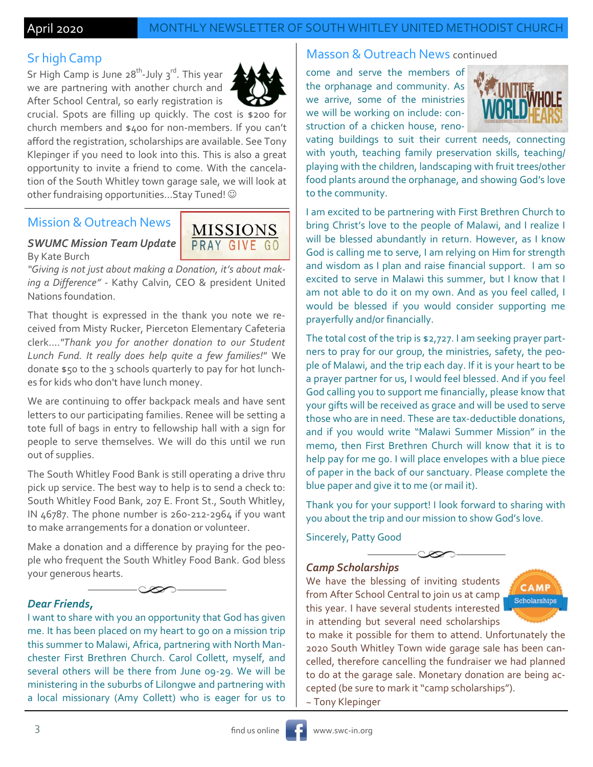## Sr high Camp

Sr High Camp is June 28th-July 3rd. This year we are partnering with another church and After School Central, so early registration is crucial. Spots are filling up quickly. The cost is $200 for church members and $400 for non-members. If you can't afford the registration, scholarships are available. See Tony Klepinger if you need to look into this. This is also a great opportunity to invite a friend to come. With the cancelation of the South Whitley town garage sale, we will look at other fundraising opportunities...Stay Tuned! ☺

## Mission & Outreach News

MISSIONS
PRAY GIVE GO

### *SWUMC Mission Team Update*

By Kate Burch

*"Giving is not just about making a Donation, it's about making a Difference"* - Kathy Calvin, CEO & president United Nations foundation.

That thought is expressed in the thank you note we received from Misty Rucker, Pierceton Elementary Cafeteria clerk...."*Thank you for another donation to our Student Lunch Fund. It really does help quite a few families!*" We donate $50 to the 3 schools quarterly to pay for hot lunches for kids who don't have lunch money.

We are continuing to offer backpack meals and have sent letters to our participating families. Renee will be setting a tote full of bags in entry to fellowship hall with a sign for people to serve themselves. We will do this until we run out of supplies.

The South Whitley Food Bank is still operating a drive thru pick up service. The best way to help is to send a check to: South Whitley Food Bank, 207 E. Front St., South Whitley, IN 46787. The phone number is 260-212-2964 if you want to make arrangements for a donation or volunteer.

Make a donation and a difference by praying for the people who frequent the South Whitley Food Bank. God bless your generous hearts.

### *Dear Friends,*

I want to share with you an opportunity that God has given me. It has been placed on my heart to go on a mission trip this summer to Malawi, Africa, partnering with North Manchester First Brethren Church. Carol Collett, myself, and several others will be there from June 09-29. We will be ministering in the suburbs of Lilongwe and partnering with a local missionary (Amy Collett) who is eager for us to

## Masson & Outreach News continued

come and serve the members of the orphanage and community. As we arrive, some of the ministries we will be working on include: construction of a chicken house, renovating buildings to suit their current needs, connecting with youth, teaching family preservation skills, teaching/playing with the children, landscaping with fruit trees/other food plants around the orphanage, and showing God's love to the community.

I am excited to be partnering with First Brethren Church to bring Christ's love to the people of Malawi, and I realize I will be blessed abundantly in return. However, as I know God is calling me to serve, I am relying on Him for strength and wisdom as I plan and raise financial support. I am so excited to serve in Malawi this summer, but I know that I am not able to do it on my own. And as you feel called, I would be blessed if you would consider supporting me prayerfully and/or financially.

The total cost of the trip is $2,727. I am seeking prayer partners to pray for our group, the ministries, safety, the people of Malawi, and the trip each day. If it is your heart to be a prayer partner for us, I would feel blessed. And if you feel God calling you to support me financially, please know that your gifts will be received as grace and will be used to serve those who are in need. These are tax-deductible donations, and if you would write "Malawi Summer Mission" in the memo, then First Brethren Church will know that it is to help pay for me go. I will place envelopes with a blue piece of paper in the back of our sanctuary. Please complete the blue paper and give it to me (or mail it).

Thank you for your support! I look forward to sharing with you about the trip and our mission to show God's love.

Sincerely, Patty Good

### *Camp Scholarships*

We have the blessing of inviting students from After School Central to join us at camp this year. I have several students interested in attending but several need scholarships to make it possible for them to attend. Unfortunately the 2020 South Whitley Town wide garage sale has been cancelled, therefore cancelling the fundraiser we had planned to do at the garage sale. Monetary donation are being accepted (be sure to mark it "camp scholarships").

~ Tony Klepinger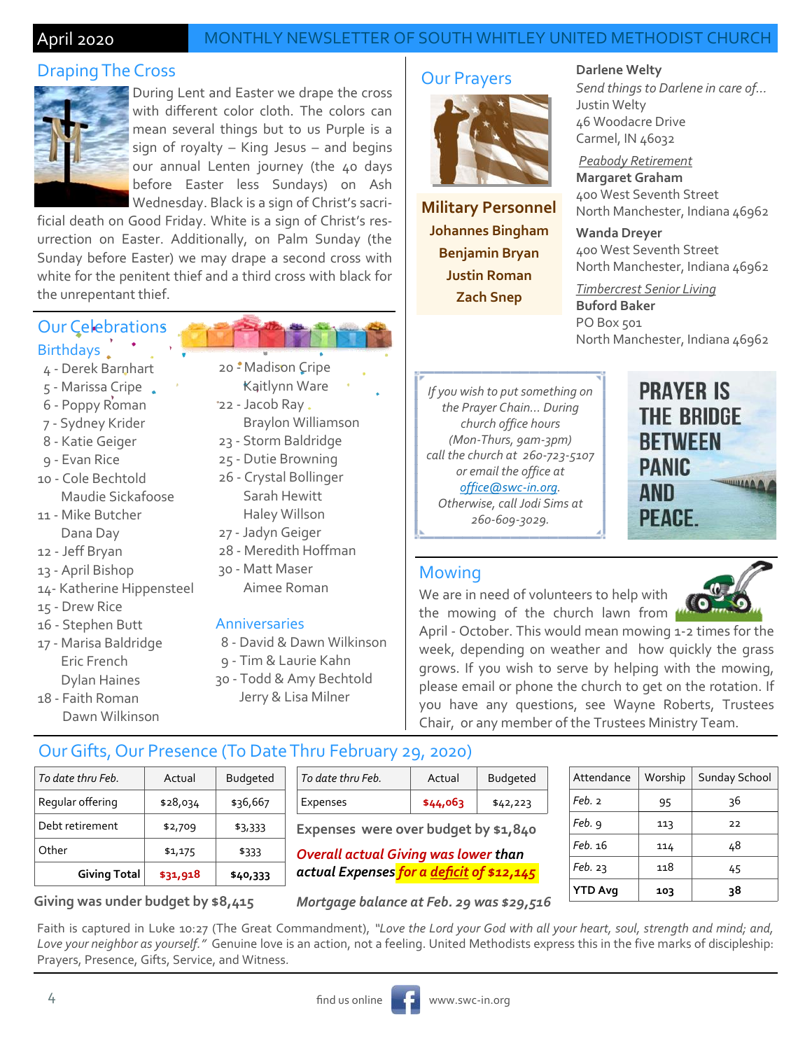April 2020 — MONTHLY NEWSLETTER OF SOUTH WHITLEY UNITED METHODIST CHURCH

## Draping The Cross

During Lent and Easter we drape the cross with different color cloth. The colors can mean several things but to us Purple is a sign of royalty – King Jesus – and begins our annual Lenten journey (the 40 days before Easter less Sundays) on Ash Wednesday. Black is a sign of Christ's sacrificial death on Good Friday. White is a sign of Christ's resurrection on Easter. Additionally, on Palm Sunday (the Sunday before Easter) we may drape a second cross with white for the penitent thief and a third cross with black for the unrepentant thief.

## Our Celebrations

### Birthdays

- 4 - Derek Barnhart
- 5 - Marissa Cripe
- 6 - Poppy Roman
- 7 - Sydney Krider
- 8 - Katie Geiger
- 9 - Evan Rice
- 10 - Cole Bechtold
  Maudie Sickafoose
- 11 - Mike Butcher
  Dana Day
- 12 - Jeff Bryan
- 13 - April Bishop
- 14- Katherine Hippensteel
- 15 - Drew Rice
- 16 - Stephen Butt
- 17 - Marisa Baldridge
  Eric French
  Dylan Haines
- 18 - Faith Roman
  Dawn Wilkinson
- 20 - Madison Cripe
  Kaitlynn Ware
- 22 - Jacob Ray
  Braylon Williamson
- 23 - Storm Baldridge
- 25 - Dutie Browning
- 26 - Crystal Bollinger
  Sarah Hewitt
  Haley Willson
- 27 - Jadyn Geiger
- 28 - Meredith Hoffman
- 30 - Matt Maser
  Aimee Roman

### Anniversaries

- 8 - David & Dawn Wilkinson
- 9 - Tim & Laurie Kahn
- 30 - Todd & Amy Bechtold
  Jerry & Lisa Milner

## Our Prayers

**Military Personnel**
Johannes Bingham
Benjamin Bryan
Justin Roman
Zach Snep

**Darlene Welty**
*Send things to Darlene in care of...*
Justin Welty
46 Woodacre Drive
Carmel, IN 46032

Peabody Retirement

**Margaret Graham**
400 West Seventh Street
North Manchester, Indiana 46962

**Wanda Dreyer**
400 West Seventh Street
North Manchester, Indiana 46962

Timbercrest Senior Living

**Buford Baker**
PO Box 501
North Manchester, Indiana 46962

*If you wish to put something on the Prayer Chain... During church office hours (Mon-Thurs, 9am-3pm) call the church at 260-723-5107 or email the office at office@swc-in.org. Otherwise, call Jodi Sims at 260-609-3029.*

PRAYER IS THE BRIDGE BETWEEN PANIC AND PEACE.

## Mowing

We are in need of volunteers to help with the mowing of the church lawn from April - October. This would mean mowing 1-2 times for the week, depending on weather and how quickly the grass grows. If you wish to serve by helping with the mowing, please email or phone the church to get on the rotation. If you have any questions, see Wayne Roberts, Trustees Chair, or any member of the Trustees Ministry Team.

## Our Gifts, Our Presence (To Date Thru February 29, 2020)

| *To date thru Feb.* | Actual | Budgeted |
|---|---|---|
| Regular offering | $28,034 | $36,667 |
| Debt retirement | $2,709 | $3,333 |
| Other | $1,175 | $333 |
| **Giving Total** | **$31,918** | **$40,333** |

**Giving was under budget by $8,415**

| *To date thru Feb.* | Actual | Budgeted |
|---|---|---|
| Expenses | **$44,063** | $42,223 |

**Expenses were over budget by $1,840**

***Overall actual Giving was lower than actual Expenses for a deficit of $12,145***

***Mortgage balance at Feb. 29 was $29,516***

| Attendance | Worship | Sunday School |
|---|---|---|
| *Feb. 2* | 95 | 36 |
| *Feb. 9* | 113 | 22 |
| *Feb. 16* | 114 | 48 |
| *Feb. 23* | 118 | 45 |
| **YTD Avg** | **103** | **38** |

Faith is captured in Luke 10:27 (The Great Commandment), *"Love the Lord your God with all your heart, soul, strength and mind; and, Love your neighbor as yourself."* Genuine love is an action, not a feeling. United Methodists express this in the five marks of discipleship: Prayers, Presence, Gifts, Service, and Witness.

find us online www.swc-in.org